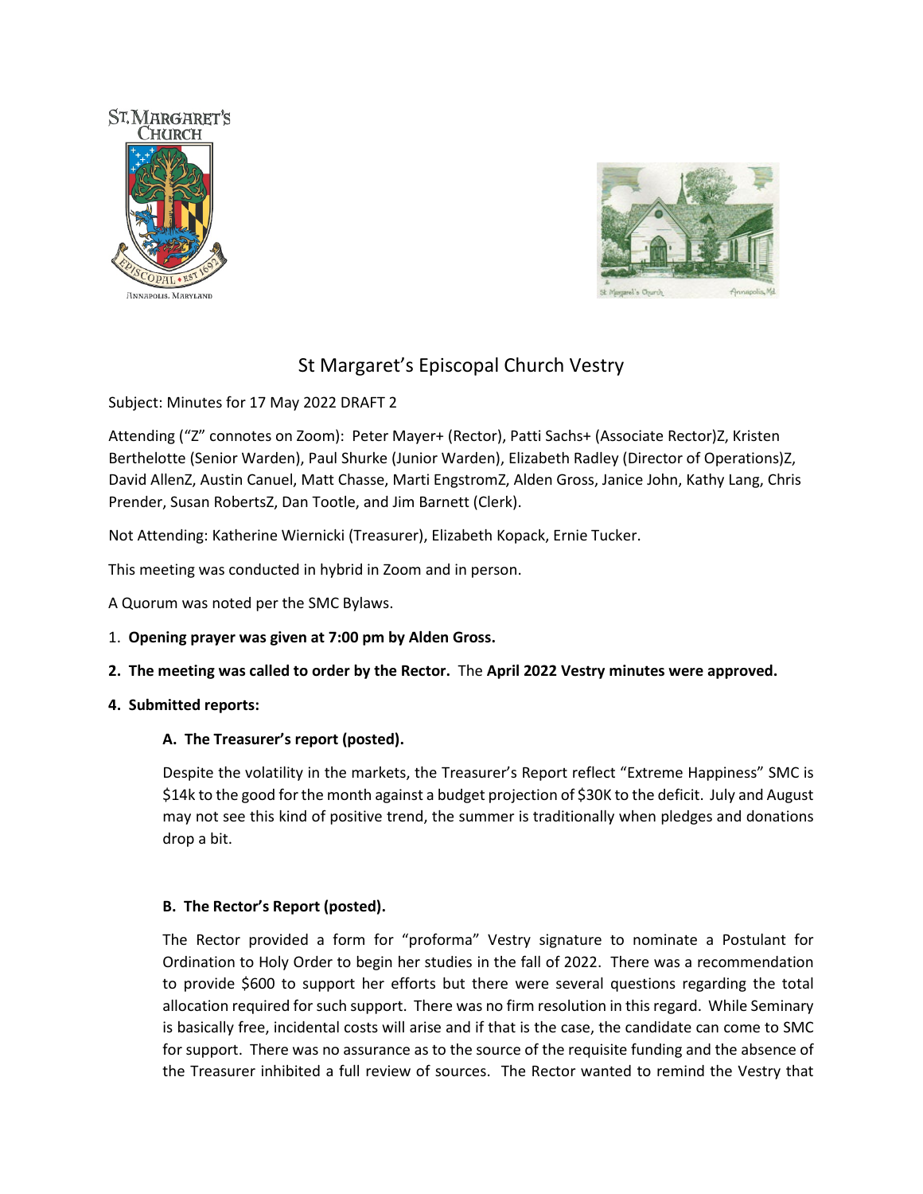# St Margaret's Episcopal Church Vestry

Subject: Minutes for 17 May 2022 DRAFT 2

Attending ("Z" connotes on Zoom): Peter Mayer+ (Rector), Patti Sachs+ (Associate Rector)Z, Kristen Berthelotte (Senior Warden), Paul Shurke (Junior Warden), Elizabeth Radley (Director of Operations)Z, David AllenZ, Austin Canuel, Matt Chasse, Marti EngstromZ, Alden Gross, Janice John, Kathy Lang, Chris Prender, Susan RobertsZ, Dan Tootle, and Jim Barnett (Clerk).

Not Attending: Katherine Wiernicki (Treasurer), Elizabeth Kopack, Ernie Tucker.

This meeting was conducted in hybrid in Zoom and in person.

A Quorum was noted per the SMC Bylaws.

1. **Opening prayer was given at 7:00 pm by Alden Gross.**

**2. The meeting was called to order by the Rector.** The **April 2022 Vestry minutes were approved.**

**4. Submitted reports:**

**A. The Treasurer's report (posted).**

Despite the volatility in the markets, the Treasurer's Report reflect "Extreme Happiness" SMC is \$14k to the good for the month against a budget projection of \$30K to the deficit. July and August may not see this kind of positive trend, the summer is traditionally when pledges and donations drop a bit.

**B. The Rector's Report (posted).**

The Rector provided a form for "proforma" Vestry signature to nominate a Postulant for Ordination to Holy Order to begin her studies in the fall of 2022. There was a recommendation to provide \$600 to support her efforts but there were several questions regarding the total allocation required for such support. There was no firm resolution in this regard. While Seminary is basically free, incidental costs will arise and if that is the case, the candidate can come to SMC for support. There was no assurance as to the source of the requisite funding and the absence of the Treasurer inhibited a full review of sources. The Rector wanted to remind the Vestry that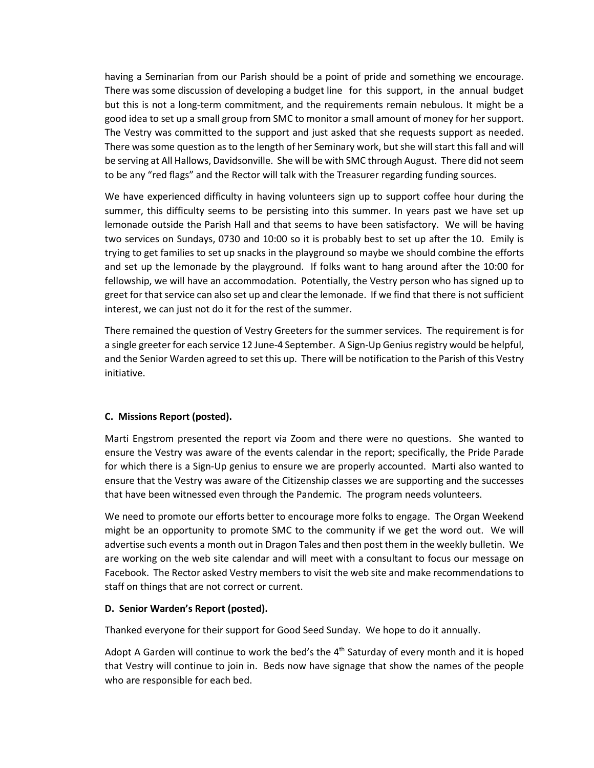having a Seminarian from our Parish should be a point of pride and something we encourage. There was some discussion of developing a budget line for this support, in the annual budget but this is not a long-term commitment, and the requirements remain nebulous. It might be a good idea to set up a small group from SMC to monitor a small amount of money for her support. The Vestry was committed to the support and just asked that she requests support as needed. There was some question as to the length of her Seminary work, but she will start this fall and will be serving at All Hallows, Davidsonville. She will be with SMC through August. There did not seem to be any "red flags" and the Rector will talk with the Treasurer regarding funding sources.

We have experienced difficulty in having volunteers sign up to support coffee hour during the summer, this difficulty seems to be persisting into this summer. In years past we have set up lemonade outside the Parish Hall and that seems to have been satisfactory. We will be having two services on Sundays, 0730 and 10:00 so it is probably best to set up after the 10. Emily is trying to get families to set up snacks in the playground so maybe we should combine the efforts and set up the lemonade by the playground. If folks want to hang around after the 10:00 for fellowship, we will have an accommodation. Potentially, the Vestry person who has signed up to greet for that service can also set up and clear the lemonade. If we find that there is not sufficient interest, we can just not do it for the rest of the summer.

There remained the question of Vestry Greeters for the summer services. The requirement is for a single greeter for each service 12 June-4 September. A Sign-Up Genius registry would be helpful, and the Senior Warden agreed to set this up. There will be notification to the Parish of this Vestry initiative.

**C. Missions Report (posted).**

Marti Engstrom presented the report via Zoom and there were no questions. She wanted to ensure the Vestry was aware of the events calendar in the report; specifically, the Pride Parade for which there is a Sign-Up genius to ensure we are properly accounted. Marti also wanted to ensure that the Vestry was aware of the Citizenship classes we are supporting and the successes that have been witnessed even through the Pandemic. The program needs volunteers.

We need to promote our efforts better to encourage more folks to engage. The Organ Weekend might be an opportunity to promote SMC to the community if we get the word out. We will advertise such events a month out in Dragon Tales and then post them in the weekly bulletin. We are working on the web site calendar and will meet with a consultant to focus our message on Facebook. The Rector asked Vestry members to visit the web site and make recommendations to staff on things that are not correct or current.

**D. Senior Warden's Report (posted).**

Thanked everyone for their support for Good Seed Sunday. We hope to do it annually.

Adopt A Garden will continue to work the bed's the 4th Saturday of every month and it is hoped that Vestry will continue to join in. Beds now have signage that show the names of the people who are responsible for each bed.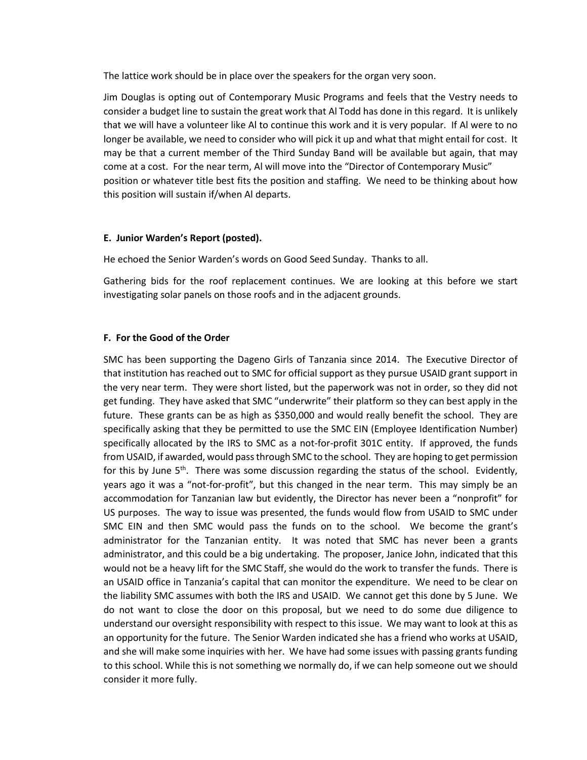The lattice work should be in place over the speakers for the organ very soon.

Jim Douglas is opting out of Contemporary Music Programs and feels that the Vestry needs to consider a budget line to sustain the great work that Al Todd has done in this regard. It is unlikely that we will have a volunteer like Al to continue this work and it is very popular. If Al were to no longer be available, we need to consider who will pick it up and what that might entail for cost. It may be that a current member of the Third Sunday Band will be available but again, that may come at a cost. For the near term, Al will move into the "Director of Contemporary Music" position or whatever title best fits the position and staffing. We need to be thinking about how this position will sustain if/when Al departs.

**E. Junior Warden's Report (posted).**

He echoed the Senior Warden's words on Good Seed Sunday. Thanks to all.

Gathering bids for the roof replacement continues. We are looking at this before we start investigating solar panels on those roofs and in the adjacent grounds.

**F. For the Good of the Order**

SMC has been supporting the Dageno Girls of Tanzania since 2014. The Executive Director of that institution has reached out to SMC for official support as they pursue USAID grant support in the very near term. They were short listed, but the paperwork was not in order, so they did not get funding. They have asked that SMC "underwrite" their platform so they can best apply in the future. These grants can be as high as $350,000 and would really benefit the school. They are specifically asking that they be permitted to use the SMC EIN (Employee Identification Number) specifically allocated by the IRS to SMC as a not-for-profit 301C entity. If approved, the funds from USAID, if awarded, would pass through SMC to the school. They are hoping to get permission for this by June 5th. There was some discussion regarding the status of the school. Evidently, years ago it was a "not-for-profit", but this changed in the near term. This may simply be an accommodation for Tanzanian law but evidently, the Director has never been a "nonprofit" for US purposes. The way to issue was presented, the funds would flow from USAID to SMC under SMC EIN and then SMC would pass the funds on to the school. We become the grant's administrator for the Tanzanian entity. It was noted that SMC has never been a grants administrator, and this could be a big undertaking. The proposer, Janice John, indicated that this would not be a heavy lift for the SMC Staff, she would do the work to transfer the funds. There is an USAID office in Tanzania's capital that can monitor the expenditure. We need to be clear on the liability SMC assumes with both the IRS and USAID. We cannot get this done by 5 June. We do not want to close the door on this proposal, but we need to do some due diligence to understand our oversight responsibility with respect to this issue. We may want to look at this as an opportunity for the future. The Senior Warden indicated she has a friend who works at USAID, and she will make some inquiries with her. We have had some issues with passing grants funding to this school. While this is not something we normally do, if we can help someone out we should consider it more fully.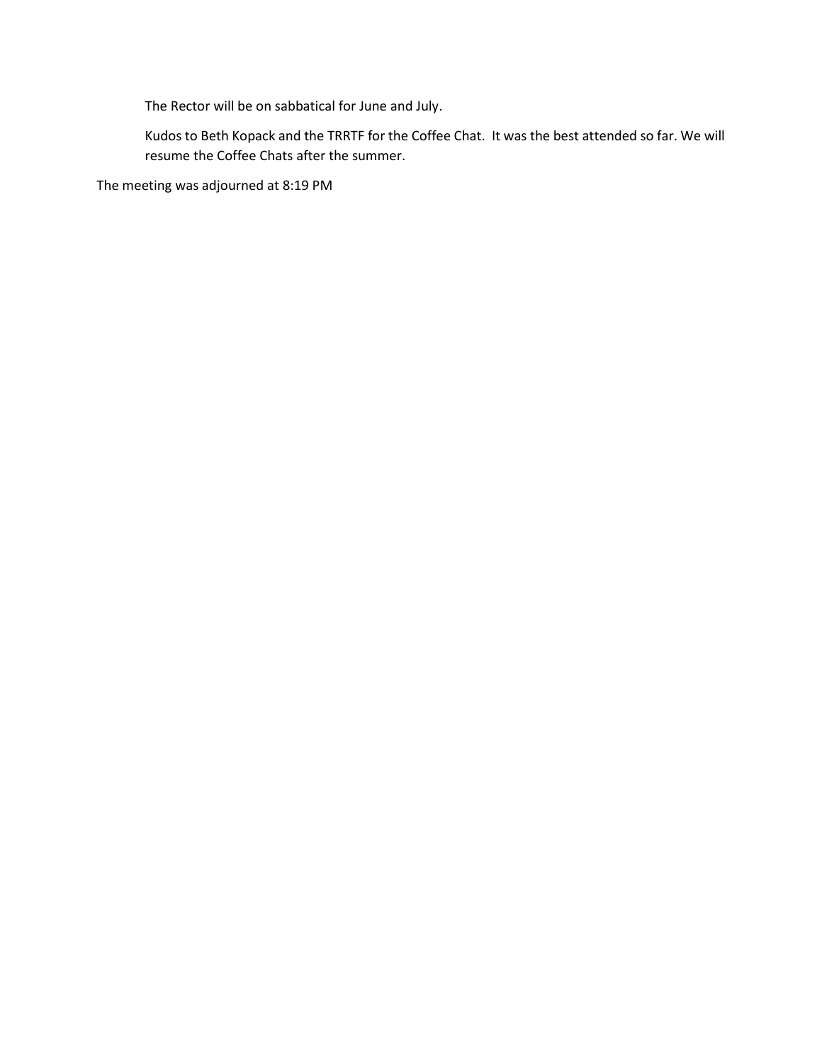The Rector will be on sabbatical for June and July.

Kudos to Beth Kopack and the TRRTF for the Coffee Chat. It was the best attended so far. We will resume the Coffee Chats after the summer.

The meeting was adjourned at 8:19 PM